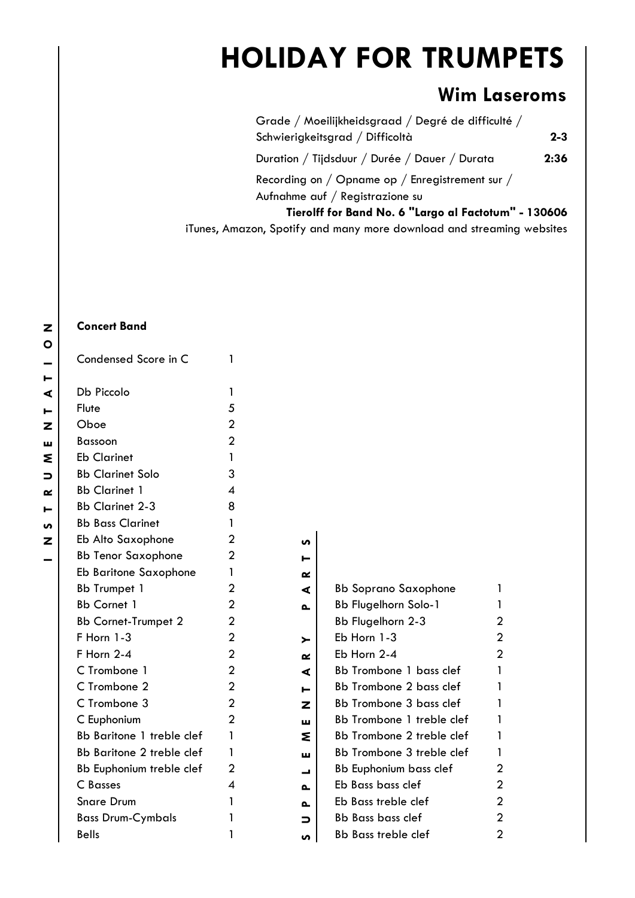# HOLIDAY FOR TRUMPETS

## Wim Laseroms

| | |
|---|---|
| Grade / Moeilijkheidsgraad / Degré de difficulté / Schwierigkeitsgrad / Difficoltà | **2-3** |
| Duration / Tijdsduur / Durée / Dauer / Durata | **2:36** |

Recording on / Opname op / Enregistrement sur / Aufnahme auf / Registrazione su
**Tierolff for Band No. 6 "Largo al Factotum" - 130606**
iTunes, Amazon, Spotify and many more download and streaming websites

### INSTRUMENTATION

**Concert Band**

| Instrument | Qty |
|---|---|
| Condensed Score in C | 1 |
| Db Piccolo | 1 |
| Flute | 5 |
| Oboe | 2 |
| Bassoon | 2 |
| Eb Clarinet | 1 |
| Bb Clarinet Solo | 3 |
| Bb Clarinet 1 | 4 |
| Bb Clarinet 2-3 | 8 |
| Bb Bass Clarinet | 1 |
| Eb Alto Saxophone | 2 |
| Bb Tenor Saxophone | 2 |
| Eb Baritone Saxophone | 1 |
| Bb Trumpet 1 | 2 |
| Bb Cornet 1 | 2 |
| Bb Cornet-Trumpet 2 | 2 |
| F Horn 1-3 | 2 |
| F Horn 2-4 | 2 |
| C Trombone 1 | 2 |
| C Trombone 2 | 2 |
| C Trombone 3 | 2 |
| C Euphonium | 2 |
| Bb Baritone 1 treble clef | 1 |
| Bb Baritone 2 treble clef | 1 |
| Bb Euphonium treble clef | 2 |
| C Basses | 4 |
| Snare Drum | 1 |
| Bass Drum-Cymbals | 1 |
| Bells | 1 |

### SUPPLEMENTARY PARTS

| Instrument | Qty |
|---|---|
| Bb Soprano Saxophone | 1 |
| Bb Flugelhorn Solo-1 | 1 |
| Bb Flugelhorn 2-3 | 2 |
| Eb Horn 1-3 | 2 |
| Eb Horn 2-4 | 2 |
| Bb Trombone 1 bass clef | 1 |
| Bb Trombone 2 bass clef | 1 |
| Bb Trombone 3 bass clef | 1 |
| Bb Trombone 1 treble clef | 1 |
| Bb Trombone 2 treble clef | 1 |
| Bb Trombone 3 treble clef | 1 |
| Bb Euphonium bass clef | 2 |
| Eb Bass bass clef | 2 |
| Eb Bass treble clef | 2 |
| Bb Bass bass clef | 2 |
| Bb Bass treble clef | 2 |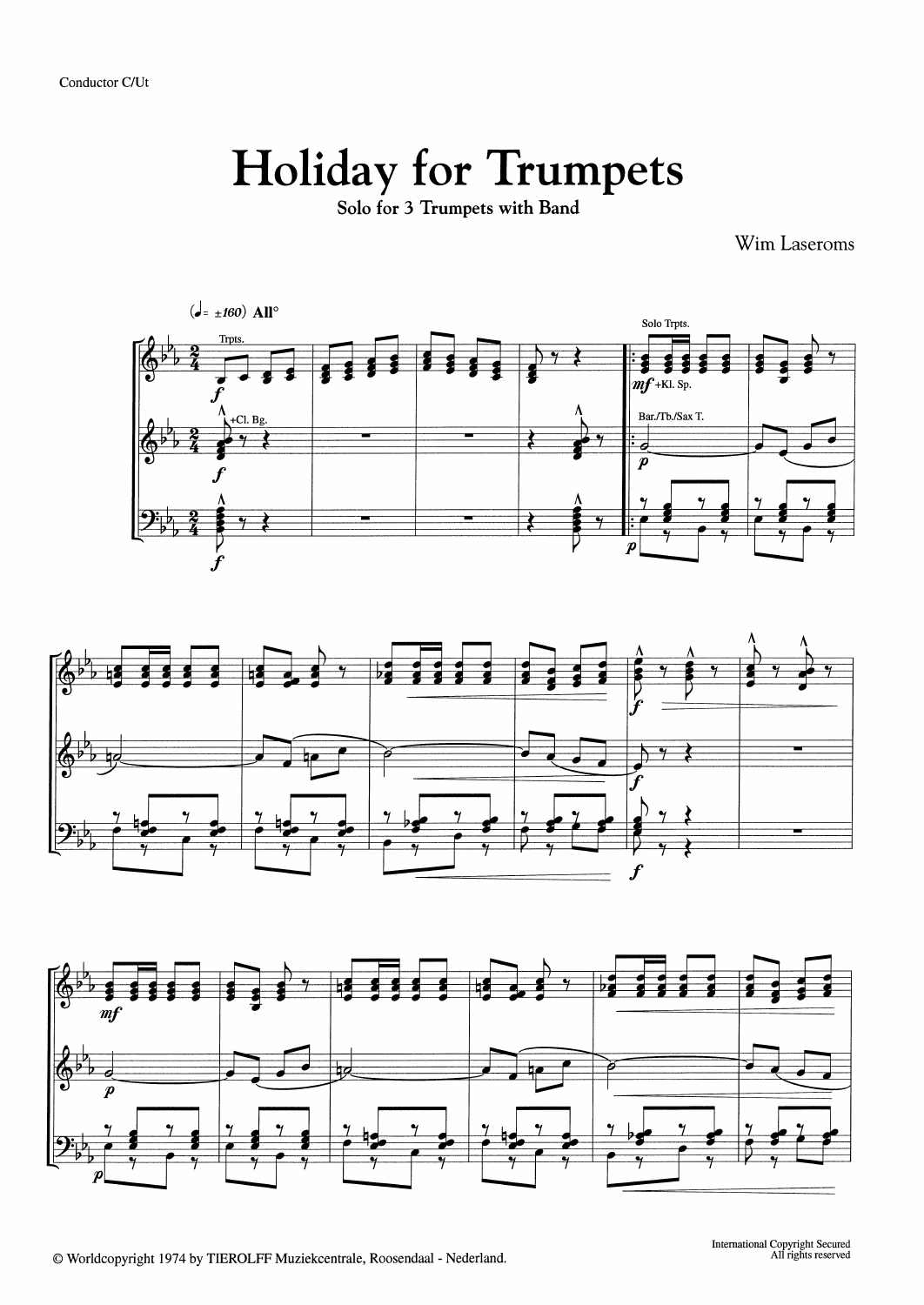Conductor C/Ut

# Holiday for Trumpets

**Solo for 3 Trumpets with Band**

Wim Laseroms

© Worldcopyright 1974 by TIEROLFF Muziekcentrale, Roosendaal - Nederland.

International Copyright Secured
All rights reserved